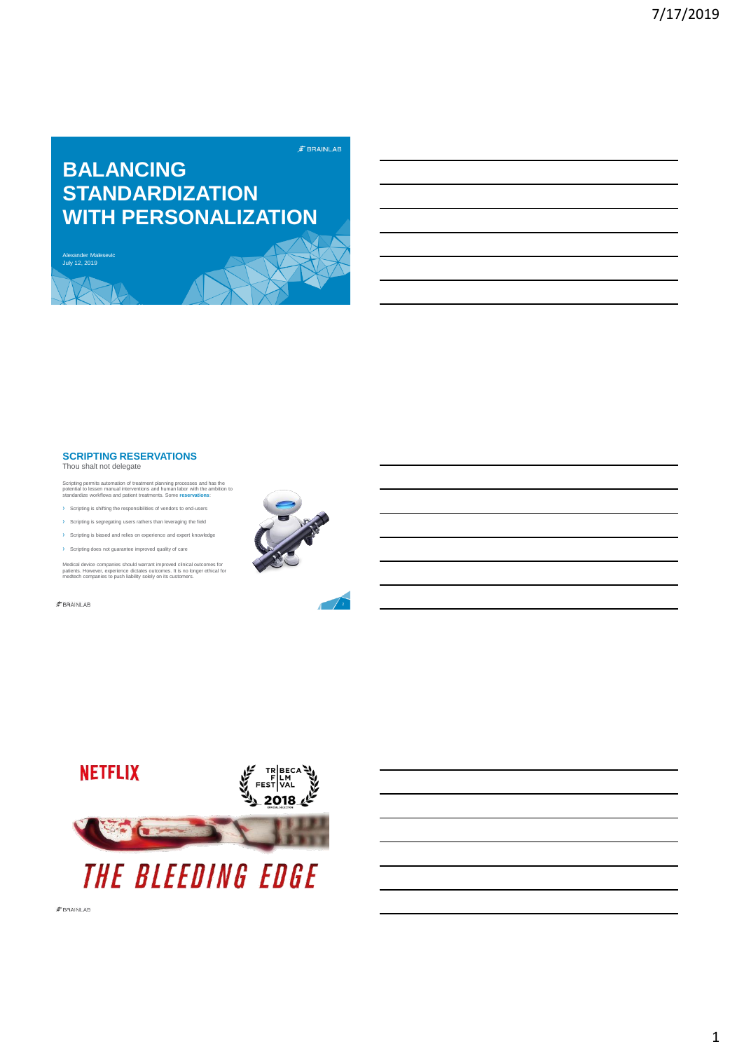# BALANCING STANDARDIZATION WITH PERSONALIZATION

Alexander Malesevic
July 12, 2019

## SCRIPTING RESERVATIONS

Thou shalt not delegate

Scripting permits automation of treatment planning processes and has the potential to lessen manual interventions and human labor with the ambition to standardize workflows and patient treatments. Some **reservations**:

- Scripting is shifting the responsibilities of vendors to end-users
- Scripting is segregating users rathers than leveraging the field
- Scripting is biased and relies on experience and expert knowledge
- Scripting does not guarantee improved quality of care

Medical device companies should warrant improved clinical outcomes for patients. However, experience dictates outcomes. It is no longer ethical for medtech companies to push liability solely on its customers.

NETFLIX

TRIBECA FILM FESTIVAL 2018

THE BLEEDING EDGE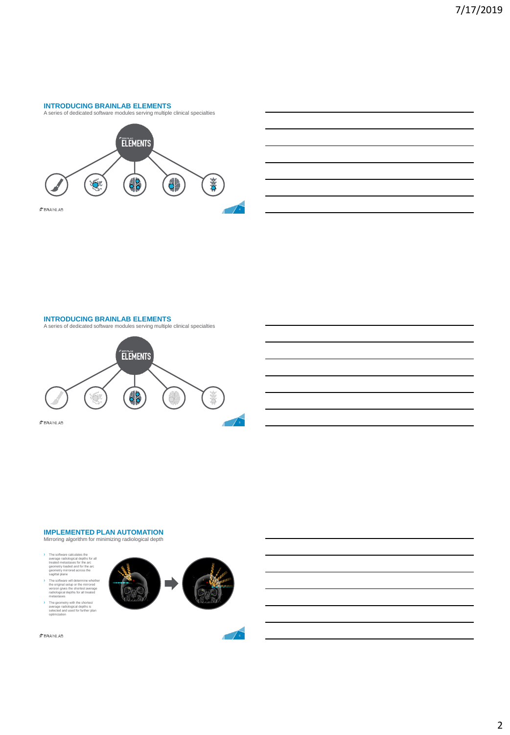## INTRODUCING BRAINLAB ELEMENTS

A series of dedicated software modules serving multiple clinical specialties

## INTRODUCING BRAINLAB ELEMENTS

A series of dedicated software modules serving multiple clinical specialties

## IMPLEMENTED PLAN AUTOMATION

Mirroring algorithm for minimizing radiological depth

- The software calculates the average radiological depths for all treated metastases for the arc geometry loaded and for the arc geometry mirrored across the sagittal plane
- The software will determine whether the original setup or the mirrored version gives the shortest average radiological depths for all treated metastases
- The geometry with the shortest average radiological depths is selected and used for further plan optimization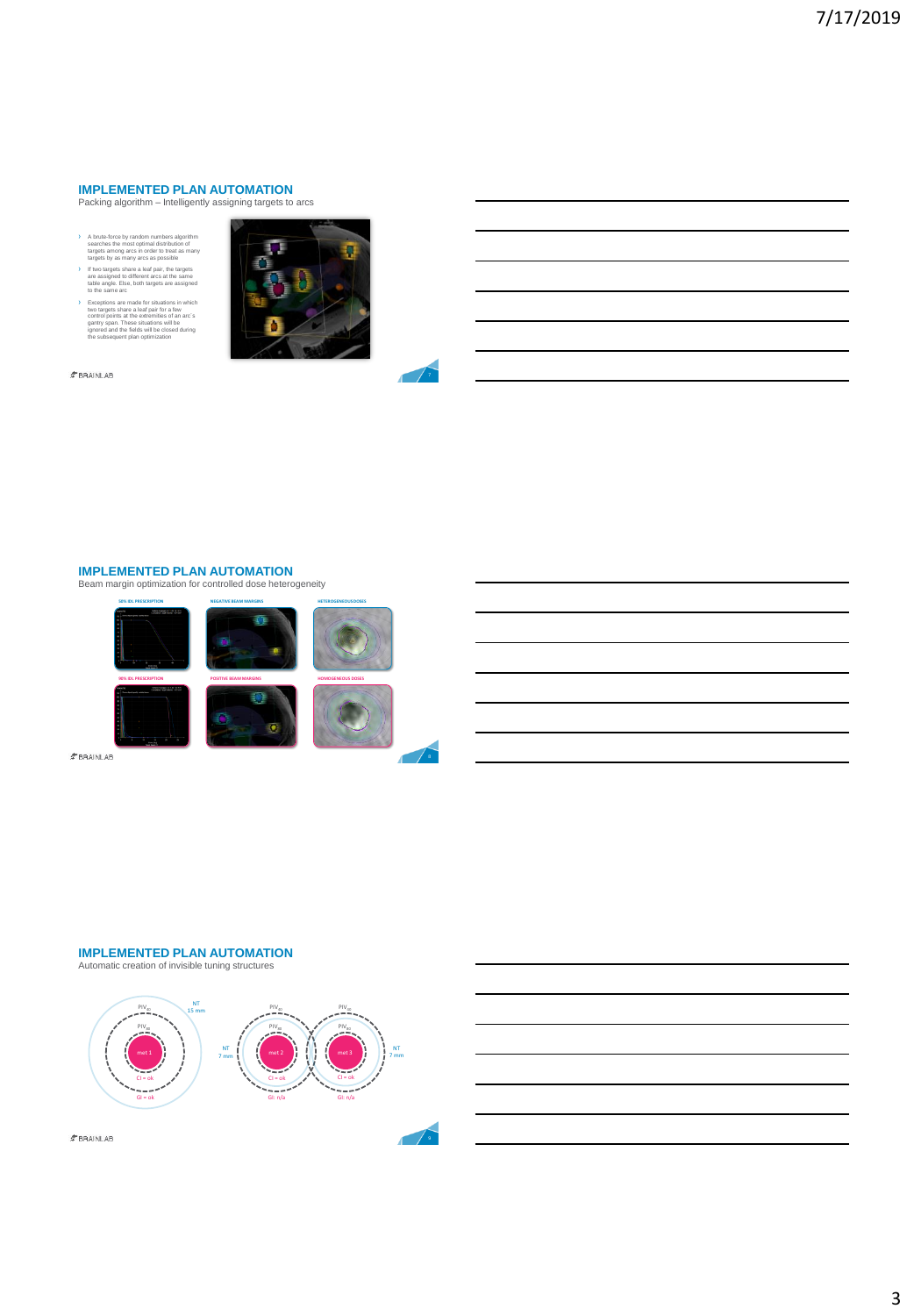## IMPLEMENTED PLAN AUTOMATION

Packing algorithm – Intelligently assigning targets to arcs

- A brute-force by random numbers algorithm searches the most optimal distribution of targets among arcs in order to treat as many targets by as many arcs as possible
- If two targets share a leaf pair, the targets are assigned to different arcs at the same table angle. Else, both targets are assigned to the same arc
- Exceptions are made for situations in which two targets share a leaf pair for a few control points at the extremities of an arc's gantry span. These situations will be ignored and the fields will be closed during the subsequent plan optimization

## IMPLEMENTED PLAN AUTOMATION

Beam margin optimization for controlled dose heterogeneity

50% IDL PRESCRIPTION | NEGATIVE BEAM MARGINS | HETEROGENEOUS DOSES

90% IDL PRESCRIPTION | POSITIVE BEAM MARGINS | HOMOGENEOUS DOSES

## IMPLEMENTED PLAN AUTOMATION

Automatic creation of invisible tuning structures

PIV$_{50}$, PIV$_{80}$, NT 15 mm, met 1, CI = ok, GI = ok

PIV$_{50}$, PIV$_{80}$, NT 7 mm, met 2, CI = ok, GI: n/a

PIV$_{50}$, PIV$_{80}$, NT 7 mm, met 3, CI = ok, GI: n/a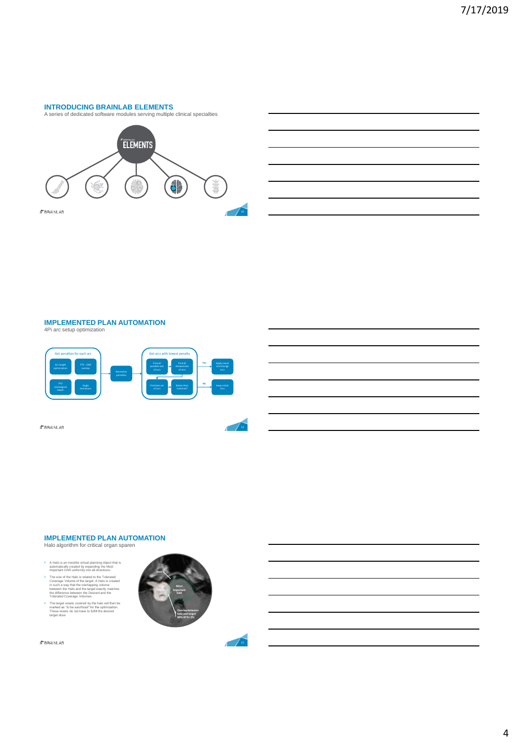## INTRODUCING BRAINLAB ELEMENTS

A series of dedicated software modules serving multiple clinical specialties

ELEMENTS

## IMPLEMENTED PLAN AUTOMATION

4Pi arc setup optimization

Get penalties for each arc

- Arc length optimization
- PTV - OAR overlap
- PTV radiological depth
- Angle deviations

Normalize penalties

Get arcs with lowest penalty

- Find all possible sets of arcs
- Find all allowed sets of arcs
- Find best set of arcs
- Better than initial set?

Yes: Apply result and change arcs

No: Keep initial arcs

## IMPLEMENTED PLAN AUTOMATION

Halo algorithm for critical organ sparen

- A Halo is an invisible virtual planning object that is automatically created by expanding the Most Important OAR uniformly into all directions.
- The size of the Halo is related to the Tolerated Coverage Volume of the target. A Halo is created in such a way that the overlapping volume between the Halo and the target exactly matches the difference between the Desired and the Tolerated Coverage Volumes.
- The target voxels covered by the halo will then be marked as "to be sacrificed" for the optimization. These voxels do not have to fulfill the desired target dose

Halo

Target

Most Important OAR

Overlap between halo and target 99%-97%=2%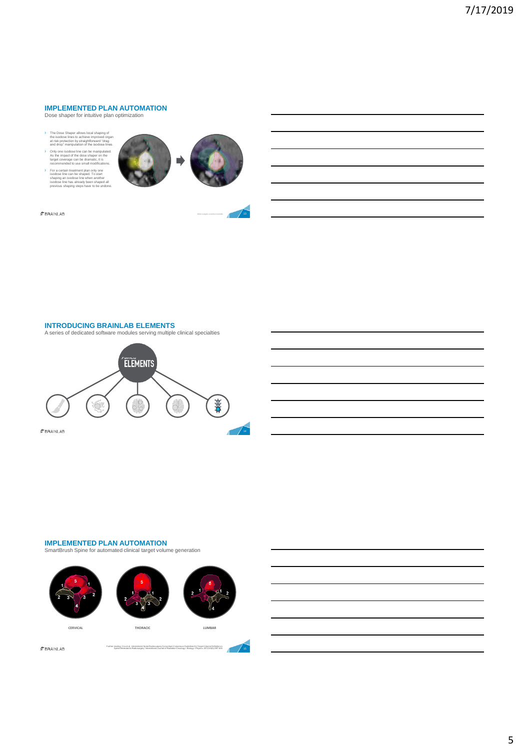## IMPLEMENTED PLAN AUTOMATION

Dose shaper for intuitive plan optimization

- The Dose Shaper allows local shaping of the isodose lines to achieve improved organ at risk protection by straightforward "drag and drop" manipulation of the isodose lines.
- Only one isodose line can be manipulated. As the impact of the dose shaper on the target coverage can be dramatic, it is recommended to use small modifications.
- For a certain treatment plan only one isodose line can be shaped. To start shaping an isodose line when another isodose line has already been shaped all previous shaping steps have to be undone.

## INTRODUCING BRAINLAB ELEMENTS

A series of dedicated software modules serving multiple clinical specialties

ELEMENTS

## IMPLEMENTED PLAN AUTOMATION

SmartBrush Spine for automated clinical target volume generation

CERVICAL

THORACIC

LUMBAR

Further reading: Cox et al. International Spinal Radiosurgery Consortium Consensus Guidelines for Target Volume Definition in Spinal Stereotactic Radiosurgery. International Journal of Radiation Oncology • Biology • Physics. 2012;83(5):e597-605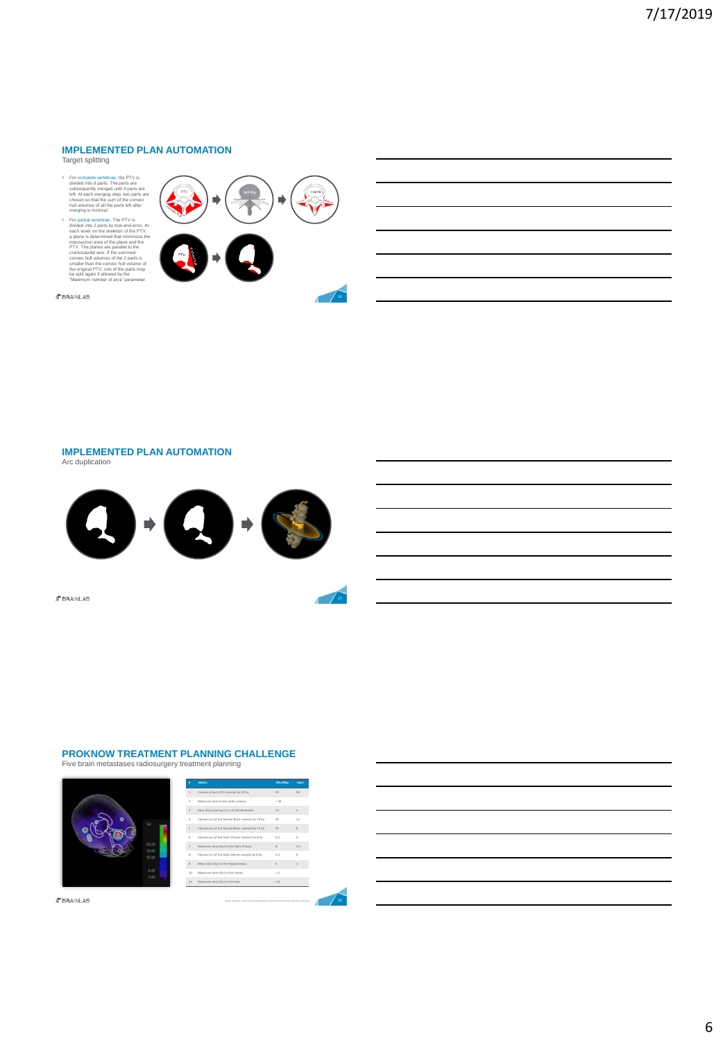## IMPLEMENTED PLAN AUTOMATION

Target splitting

- For complete vertebrae, the PTV is divided into 8 parts. The parts are subsequently merged until 4 parts are left. At each merging step, two parts are chosen so that the sum of the convex hull volumes of all the parts left after merging is minimal
- For partial vertebrae, The PTV is divided into 2 parts by trial-and-error. At each voxel on the skeleton of the PTV, a plane is determined that minimizes the intersection area of the plane and the PTV. The planes are parallel to the craniocaudal axis. If the summed convex hull volumes of the 2 parts is smaller than the convex hull volume of the original PTV, one of the parts may be split again if allowed by the "Maximum number of arcs" parameter.

## IMPLEMENTED PLAN AUTOMATION

Arc duplication

## PROKNOW TREATMENT PLANNING CHALLENGE

Five brain metastases radiosurgery treatment planning

| # | Metric | Min/Max | Ideal |
|---|---|---|---|
| 1 | Volume of each GTV covered by 20 Gy | 95 | 99 |
| 2 | Maximum dose to the outer contour | < 30 | |
| 3 | Dose (Gy) covering 0.3 cc of the Brainstem | 12 | 5 |
| 4 | Volume (cc) of the Normal Brain covered by 10 Gy | 30 | 12 |
| 5 | Volume (cc) of the Normal Brain covered by 12 Gy | 20 | 8 |
| 6 | Volume (cc) of the Optic Chiasm covered by 8 Gy | 0.2 | 0 |
| 7 | Maximum dose (Gy) to the Optic Chiasm | 8 | 2.5 |
| 8 | Volume (cc) of the Optic Nerves covered by 8 Gy | 0.2 | 0 |
| 9 | Mean dose (Gy) to the Hippocampus | 3 | 1 |
| 10 | Maximum dose (Gy) to the Lenses | < 2 | |
| 11 | Maximum dose (Gy) to the Eyes | < 8 | |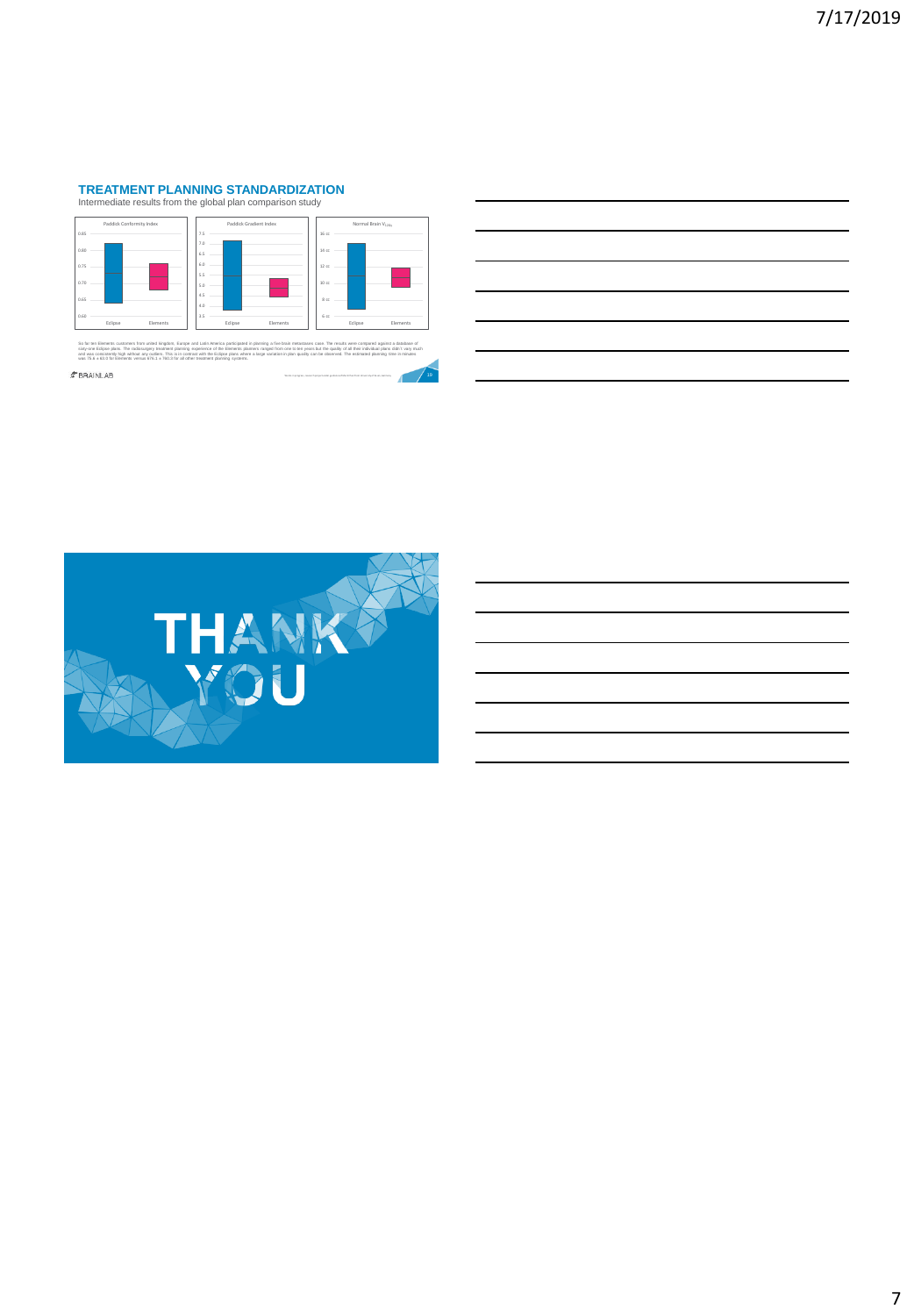## TREATMENT PLANNING STANDARDIZATION

Intermediate results from the global plan comparison study

Paddick Conformity Index

0.85
0.80
0.75
0.70
0.65
0.60

Eclipse
Elements

Paddick Gradient Index

7.5
7.0
6.5
6.0
5.5
5.0
4.5
4.0
3.5

Eclipse
Elements

Normal Brain $V_{12Gy}$

16 cc
14 cc
12 cc
10 cc
8 cc
6 cc

Eclipse
Elements

So far ten Elements customers from United Kingdom, Europe and Latin America participated in planning a five brain metastases case. The results were compared against a database of sixty-one Eclipse plans. The radiosurgery treatment planning experience of the Elements planners ranged from one to ten years but the quality of all their individual plans didn't vary much and was consistently high without any outliers. This is in contrast with the Eclipse plans where a large variation in plan quality can be observed. The estimated planning time in minutes was 75.6 ± 60.0 for Elements versus 876.3 ± 760.3 for all other treatment planning systems.

BRAINLAB

THANK YOU